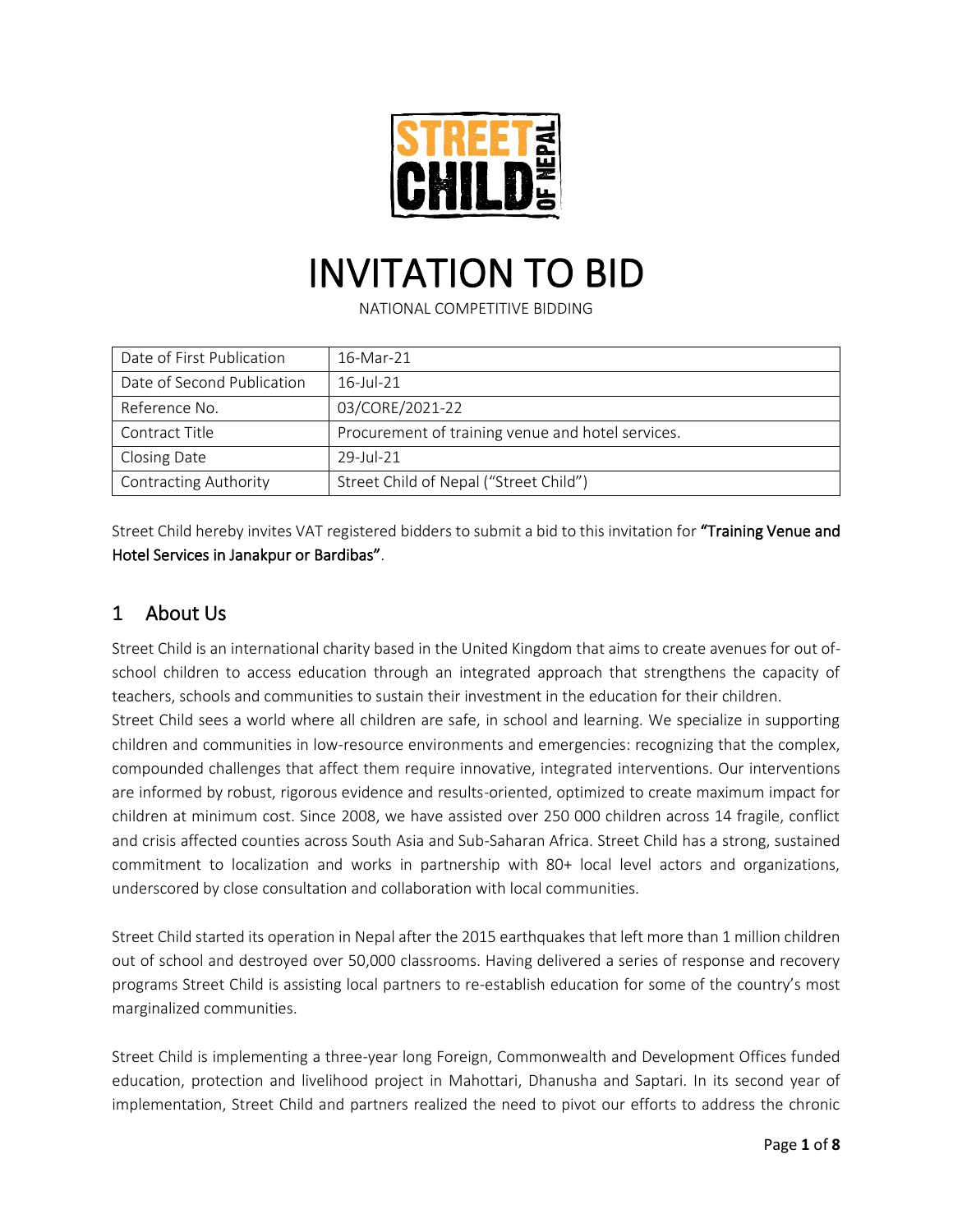# INVITATION TO BID

NATIONAL COMPETITIVE BIDDING

| Date of First Publication | 16-Mar-21 |
|---|---|
| Date of Second Publication | 16-Jul-21 |
| Reference No. | 03/CORE/2021-22 |
| Contract Title | Procurement of training venue and hotel services. |
| Closing Date | 29-Jul-21 |
| Contracting Authority | Street Child of Nepal ("Street Child") |

Street Child hereby invites VAT registered bidders to submit a bid to this invitation for **"Training Venue and Hotel Services in Janakpur or Bardibas"**.

## 1 About Us

Street Child is an international charity based in the United Kingdom that aims to create avenues for out of-school children to access education through an integrated approach that strengthens the capacity of teachers, schools and communities to sustain their investment in the education for their children.

Street Child sees a world where all children are safe, in school and learning. We specialize in supporting children and communities in low-resource environments and emergencies: recognizing that the complex, compounded challenges that affect them require innovative, integrated interventions. Our interventions are informed by robust, rigorous evidence and results-oriented, optimized to create maximum impact for children at minimum cost. Since 2008, we have assisted over 250 000 children across 14 fragile, conflict and crisis affected counties across South Asia and Sub-Saharan Africa. Street Child has a strong, sustained commitment to localization and works in partnership with 80+ local level actors and organizations, underscored by close consultation and collaboration with local communities.

Street Child started its operation in Nepal after the 2015 earthquakes that left more than 1 million children out of school and destroyed over 50,000 classrooms. Having delivered a series of response and recovery programs Street Child is assisting local partners to re-establish education for some of the country's most marginalized communities.

Street Child is implementing a three-year long Foreign, Commonwealth and Development Offices funded education, protection and livelihood project in Mahottari, Dhanusha and Saptari. In its second year of implementation, Street Child and partners realized the need to pivot our efforts to address the chronic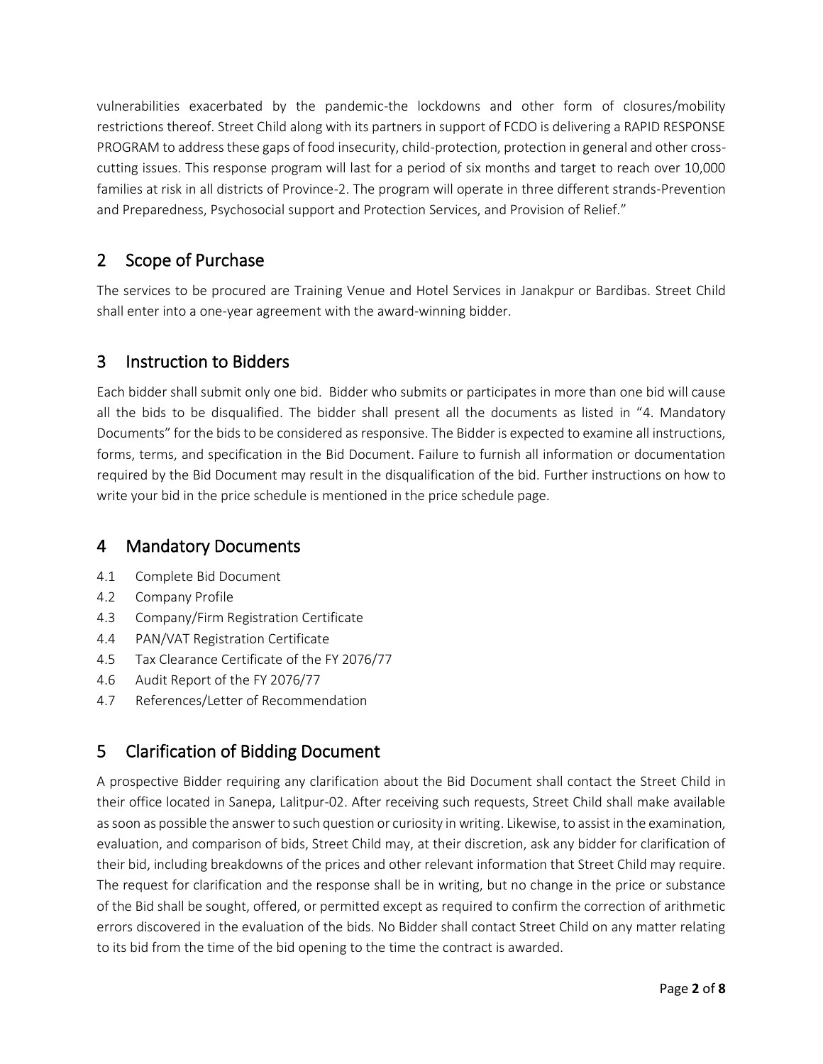vulnerabilities exacerbated by the pandemic-the lockdowns and other form of closures/mobility restrictions thereof. Street Child along with its partners in support of FCDO is delivering a RAPID RESPONSE PROGRAM to address these gaps of food insecurity, child-protection, protection in general and other cross-cutting issues. This response program will last for a period of six months and target to reach over 10,000 families at risk in all districts of Province-2. The program will operate in three different strands-Prevention and Preparedness, Psychosocial support and Protection Services, and Provision of Relief."

## 2 Scope of Purchase

The services to be procured are Training Venue and Hotel Services in Janakpur or Bardibas. Street Child shall enter into a one-year agreement with the award-winning bidder.

## 3 Instruction to Bidders

Each bidder shall submit only one bid. Bidder who submits or participates in more than one bid will cause all the bids to be disqualified. The bidder shall present all the documents as listed in "4. Mandatory Documents" for the bids to be considered as responsive. The Bidder is expected to examine all instructions, forms, terms, and specification in the Bid Document. Failure to furnish all information or documentation required by the Bid Document may result in the disqualification of the bid. Further instructions on how to write your bid in the price schedule is mentioned in the price schedule page.

## 4 Mandatory Documents

- 4.1 Complete Bid Document
- 4.2 Company Profile
- 4.3 Company/Firm Registration Certificate
- 4.4 PAN/VAT Registration Certificate
- 4.5 Tax Clearance Certificate of the FY 2076/77
- 4.6 Audit Report of the FY 2076/77
- 4.7 References/Letter of Recommendation

## 5 Clarification of Bidding Document

A prospective Bidder requiring any clarification about the Bid Document shall contact the Street Child in their office located in Sanepa, Lalitpur-02. After receiving such requests, Street Child shall make available as soon as possible the answer to such question or curiosity in writing. Likewise, to assist in the examination, evaluation, and comparison of bids, Street Child may, at their discretion, ask any bidder for clarification of their bid, including breakdowns of the prices and other relevant information that Street Child may require. The request for clarification and the response shall be in writing, but no change in the price or substance of the Bid shall be sought, offered, or permitted except as required to confirm the correction of arithmetic errors discovered in the evaluation of the bids. No Bidder shall contact Street Child on any matter relating to its bid from the time of the bid opening to the time the contract is awarded.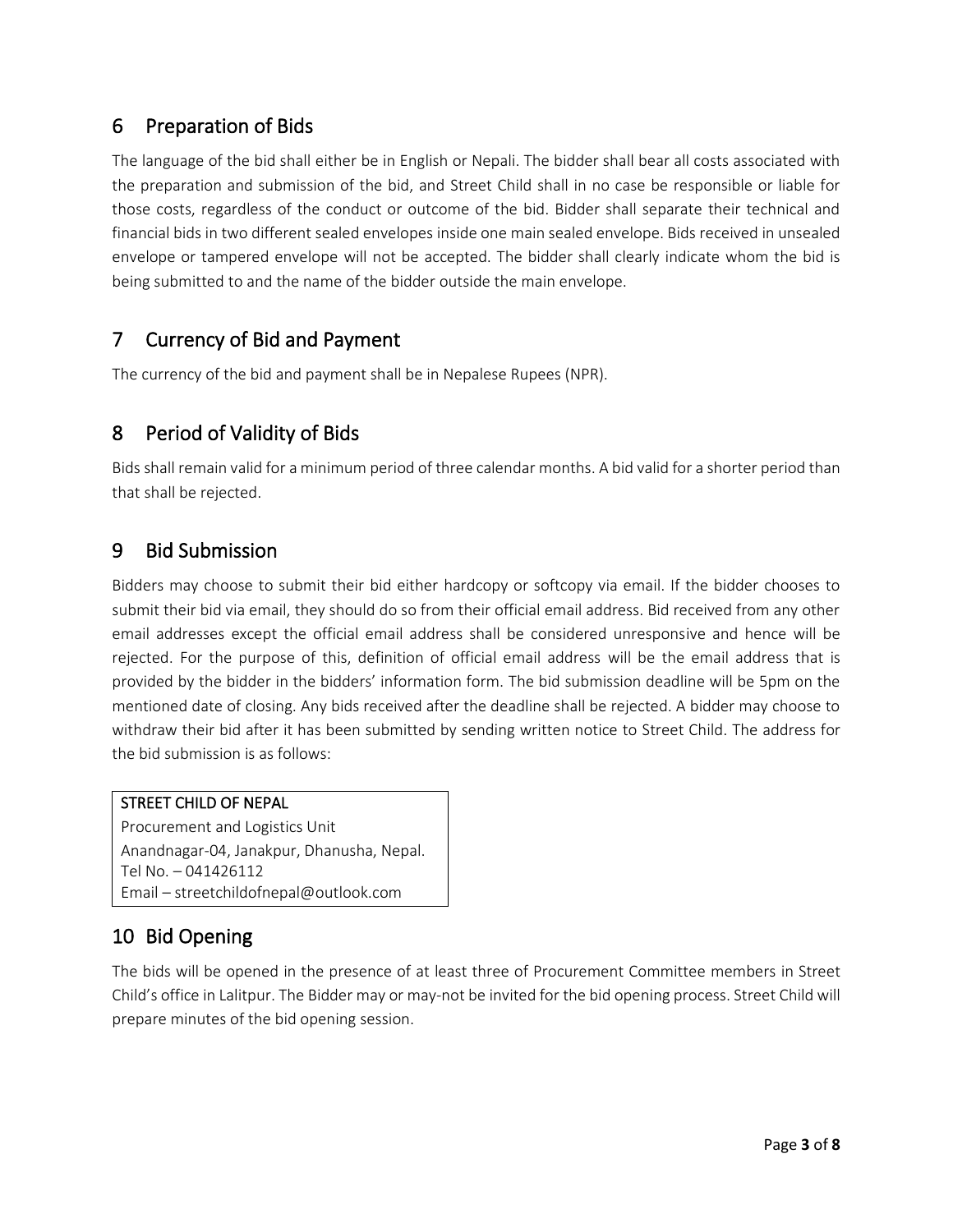## 6 Preparation of Bids

The language of the bid shall either be in English or Nepali. The bidder shall bear all costs associated with the preparation and submission of the bid, and Street Child shall in no case be responsible or liable for those costs, regardless of the conduct or outcome of the bid. Bidder shall separate their technical and financial bids in two different sealed envelopes inside one main sealed envelope. Bids received in unsealed envelope or tampered envelope will not be accepted. The bidder shall clearly indicate whom the bid is being submitted to and the name of the bidder outside the main envelope.

## 7 Currency of Bid and Payment

The currency of the bid and payment shall be in Nepalese Rupees (NPR).

## 8 Period of Validity of Bids

Bids shall remain valid for a minimum period of three calendar months. A bid valid for a shorter period than that shall be rejected.

## 9 Bid Submission

Bidders may choose to submit their bid either hardcopy or softcopy via email. If the bidder chooses to submit their bid via email, they should do so from their official email address. Bid received from any other email addresses except the official email address shall be considered unresponsive and hence will be rejected. For the purpose of this, definition of official email address will be the email address that is provided by the bidder in the bidders' information form. The bid submission deadline will be 5pm on the mentioned date of closing. Any bids received after the deadline shall be rejected. A bidder may choose to withdraw their bid after it has been submitted by sending written notice to Street Child. The address for the bid submission is as follows:

| STREET CHILD OF NEPAL |
| --- |
| Procurement and Logistics Unit<br>Anandnagar-04, Janakpur, Dhanusha, Nepal.<br>Tel No. – 041426112<br>Email – streetchildofnepal@outlook.com |

## 10 Bid Opening

The bids will be opened in the presence of at least three of Procurement Committee members in Street Child's office in Lalitpur. The Bidder may or may-not be invited for the bid opening process. Street Child will prepare minutes of the bid opening session.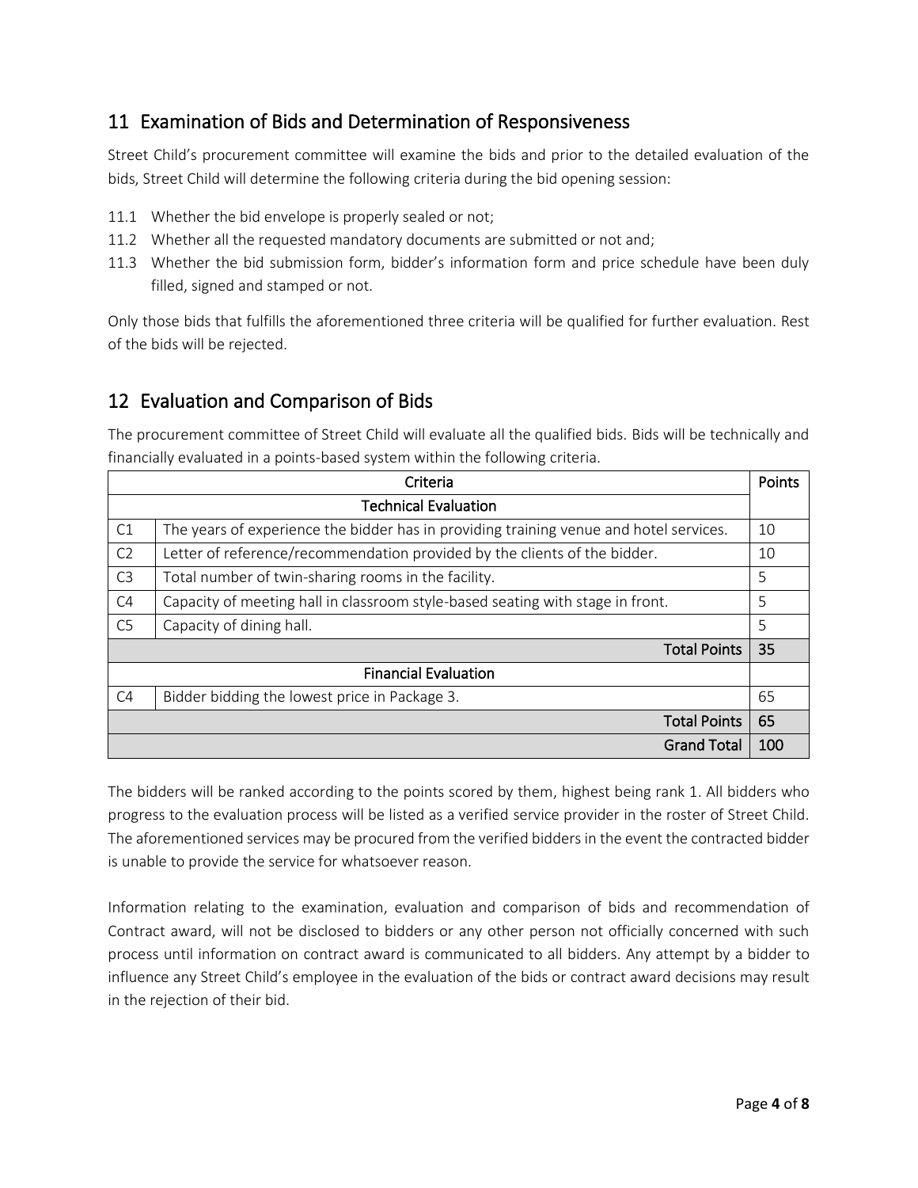## 11 Examination of Bids and Determination of Responsiveness

Street Child's procurement committee will examine the bids and prior to the detailed evaluation of the bids, Street Child will determine the following criteria during the bid opening session:

11.1 Whether the bid envelope is properly sealed or not;

11.2 Whether all the requested mandatory documents are submitted or not and;

11.3 Whether the bid submission form, bidder's information form and price schedule have been duly filled, signed and stamped or not.

Only those bids that fulfills the aforementioned three criteria will be qualified for further evaluation. Rest of the bids will be rejected.

## 12 Evaluation and Comparison of Bids

The procurement committee of Street Child will evaluate all the qualified bids. Bids will be technically and financially evaluated in a points-based system within the following criteria.

| Criteria | | Points |
|---|---|---|
| **Technical Evaluation** | | |
| C1 | The years of experience the bidder has in providing training venue and hotel services. | 10 |
| C2 | Letter of reference/recommendation provided by the clients of the bidder. | 10 |
| C3 | Total number of twin-sharing rooms in the facility. | 5 |
| C4 | Capacity of meeting hall in classroom style-based seating with stage in front. | 5 |
| C5 | Capacity of dining hall. | 5 |
| | Total Points | 35 |
| **Financial Evaluation** | | |
| C4 | Bidder bidding the lowest price in Package 3. | 65 |
| | Total Points | 65 |
| | Grand Total | 100 |

The bidders will be ranked according to the points scored by them, highest being rank 1. All bidders who progress to the evaluation process will be listed as a verified service provider in the roster of Street Child. The aforementioned services may be procured from the verified bidders in the event the contracted bidder is unable to provide the service for whatsoever reason.

Information relating to the examination, evaluation and comparison of bids and recommendation of Contract award, will not be disclosed to bidders or any other person not officially concerned with such process until information on contract award is communicated to all bidders. Any attempt by a bidder to influence any Street Child's employee in the evaluation of the bids or contract award decisions may result in the rejection of their bid.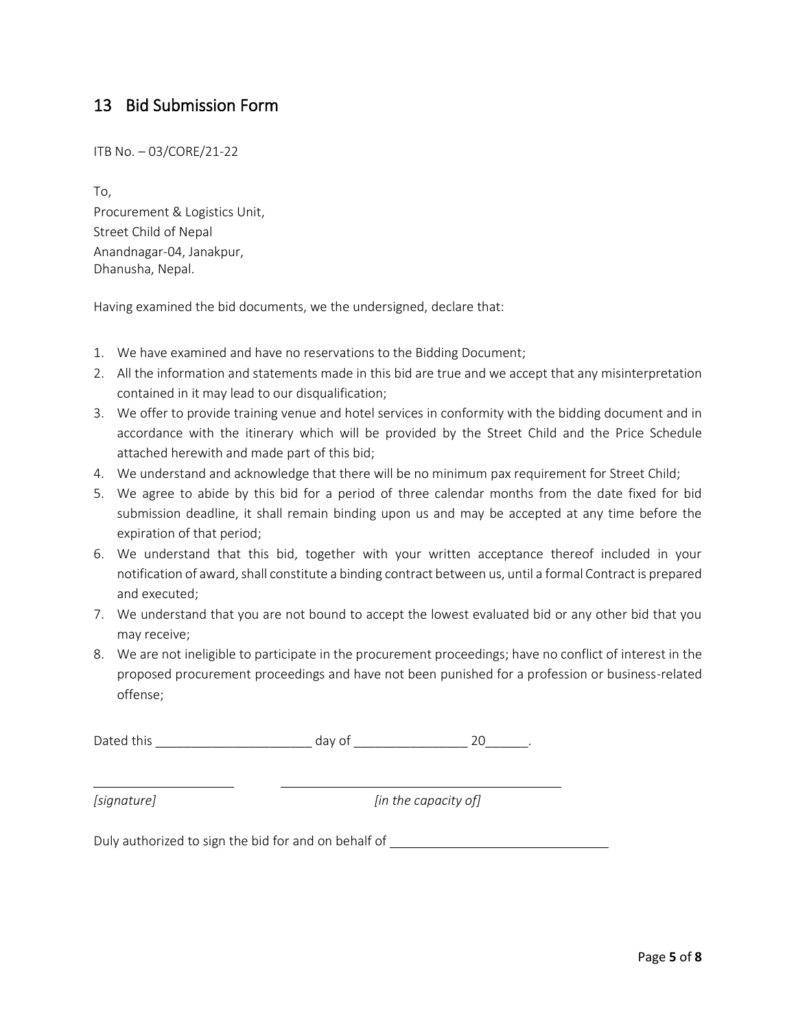## 13 Bid Submission Form

ITB No. – 03/CORE/21-22

To,
Procurement & Logistics Unit,
Street Child of Nepal
Anandnagar-04, Janakpur,
Dhanusha, Nepal.

Having examined the bid documents, we the undersigned, declare that:

1. We have examined and have no reservations to the Bidding Document;
2. All the information and statements made in this bid are true and we accept that any misinterpretation contained in it may lead to our disqualification;
3. We offer to provide training venue and hotel services in conformity with the bidding document and in accordance with the itinerary which will be provided by the Street Child and the Price Schedule attached herewith and made part of this bid;
4. We understand and acknowledge that there will be no minimum pax requirement for Street Child;
5. We agree to abide by this bid for a period of three calendar months from the date fixed for bid submission deadline, it shall remain binding upon us and may be accepted at any time before the expiration of that period;
6. We understand that this bid, together with your written acceptance thereof included in your notification of award, shall constitute a binding contract between us, until a formal Contract is prepared and executed;
7. We understand that you are not bound to accept the lowest evaluated bid or any other bid that you may receive;
8. We are not ineligible to participate in the procurement proceedings; have no conflict of interest in the proposed procurement proceedings and have not been punished for a profession or business-related offense;

Dated this ______________________ day of ________________ 20______.

____________________ ________________________________________

*[signature]* *[in the capacity of]*

Duly authorized to sign the bid for and on behalf of ______________________________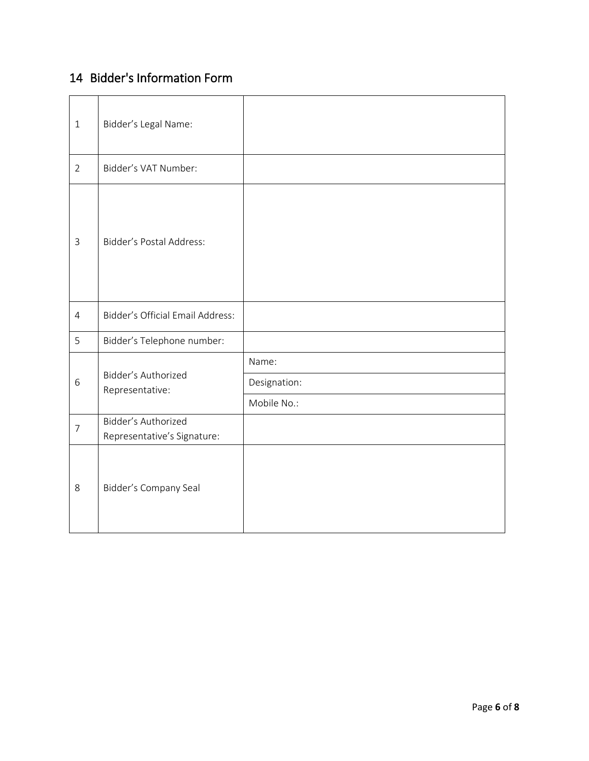## 14 Bidder's Information Form

| | | |
|---|---|---|
| 1 | Bidder's Legal Name: | |
| 2 | Bidder's VAT Number: | |
| 3 | Bidder's Postal Address: | |
| 4 | Bidder's Official Email Address: | |
| 5 | Bidder's Telephone number: | |
| 6 | Bidder's Authorized Representative: | Name: |
| | | Designation: |
| | | Mobile No.: |
| 7 | Bidder's Authorized Representative's Signature: | |
| 8 | Bidder's Company Seal | |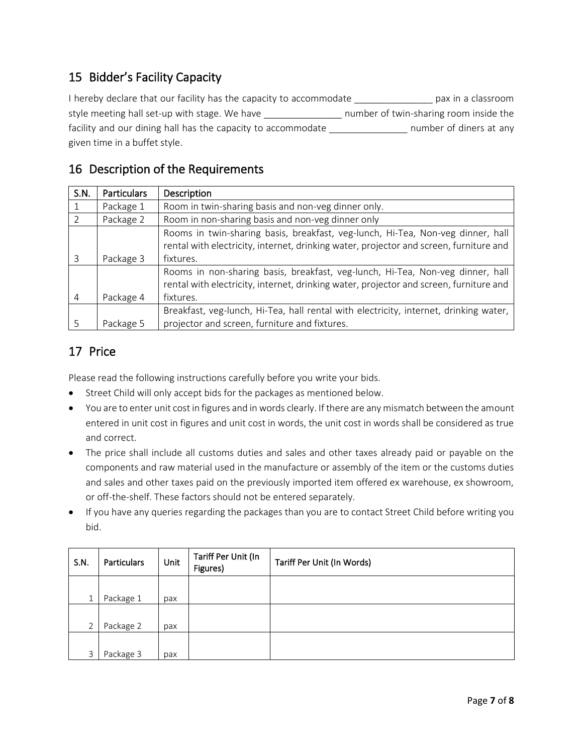## 15 Bidder's Facility Capacity

I hereby declare that our facility has the capacity to accommodate _______________ pax in a classroom style meeting hall set-up with stage. We have _______________ number of twin-sharing room inside the facility and our dining hall has the capacity to accommodate _______________ number of diners at any given time in a buffet style.

## 16 Description of the Requirements

| S.N. | Particulars | Description |
|---|---|---|
| 1 | Package 1 | Room in twin-sharing basis and non-veg dinner only. |
| 2 | Package 2 | Room in non-sharing basis and non-veg dinner only |
| 3 | Package 3 | Rooms in twin-sharing basis, breakfast, veg-lunch, Hi-Tea, Non-veg dinner, hall rental with electricity, internet, drinking water, projector and screen, furniture and fixtures. |
| 4 | Package 4 | Rooms in non-sharing basis, breakfast, veg-lunch, Hi-Tea, Non-veg dinner, hall rental with electricity, internet, drinking water, projector and screen, furniture and fixtures. |
| 5 | Package 5 | Breakfast, veg-lunch, Hi-Tea, hall rental with electricity, internet, drinking water, projector and screen, furniture and fixtures. |

## 17 Price

Please read the following instructions carefully before you write your bids.

- Street Child will only accept bids for the packages as mentioned below.
- You are to enter unit cost in figures and in words clearly. If there are any mismatch between the amount entered in unit cost in figures and unit cost in words, the unit cost in words shall be considered as true and correct.
- The price shall include all customs duties and sales and other taxes already paid or payable on the components and raw material used in the manufacture or assembly of the item or the customs duties and sales and other taxes paid on the previously imported item offered ex warehouse, ex showroom, or off-the-shelf. These factors should not be entered separately.
- If you have any queries regarding the packages than you are to contact Street Child before writing you bid.

| S.N. | Particulars | Unit | Tariff Per Unit (In Figures) | Tariff Per Unit (In Words) |
|---|---|---|---|---|
| 1 | Package 1 | pax | | |
| 2 | Package 2 | pax | | |
| 3 | Package 3 | pax | | |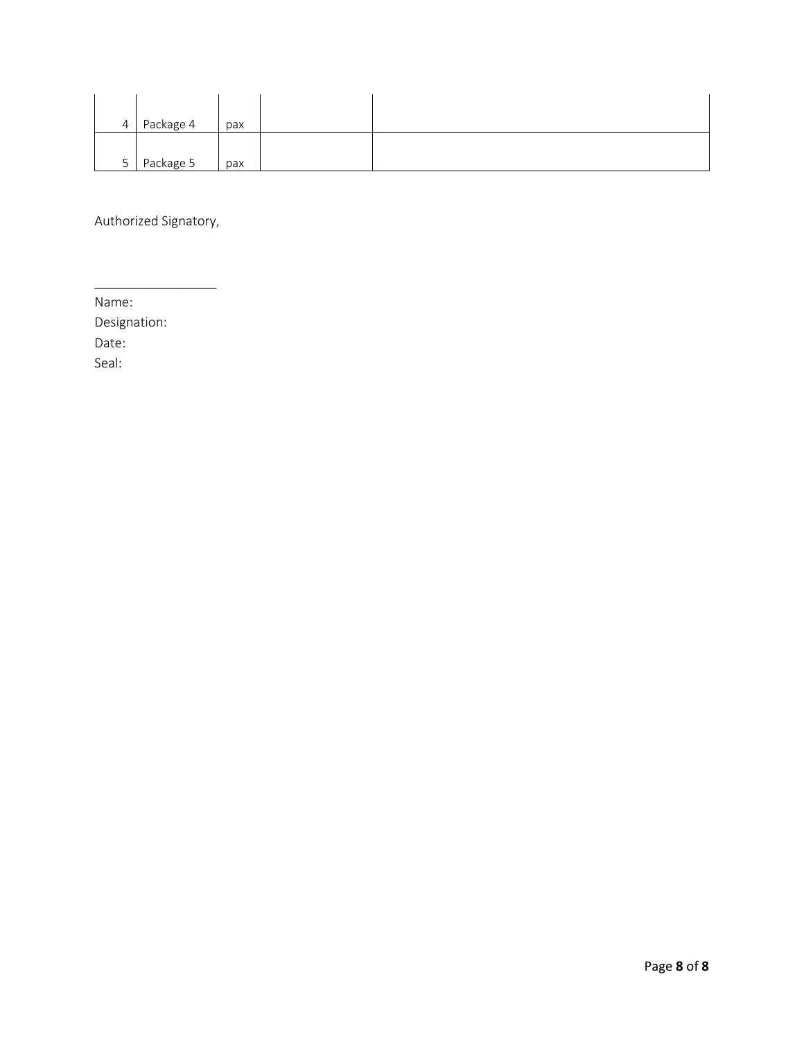| | | | | |
|---|---|---|---|---|
| 4 | Package 4 | pax | | |
| 5 | Package 5 | pax | | |

Authorized Signatory,

_________________

Name:

Designation:

Date:

Seal: